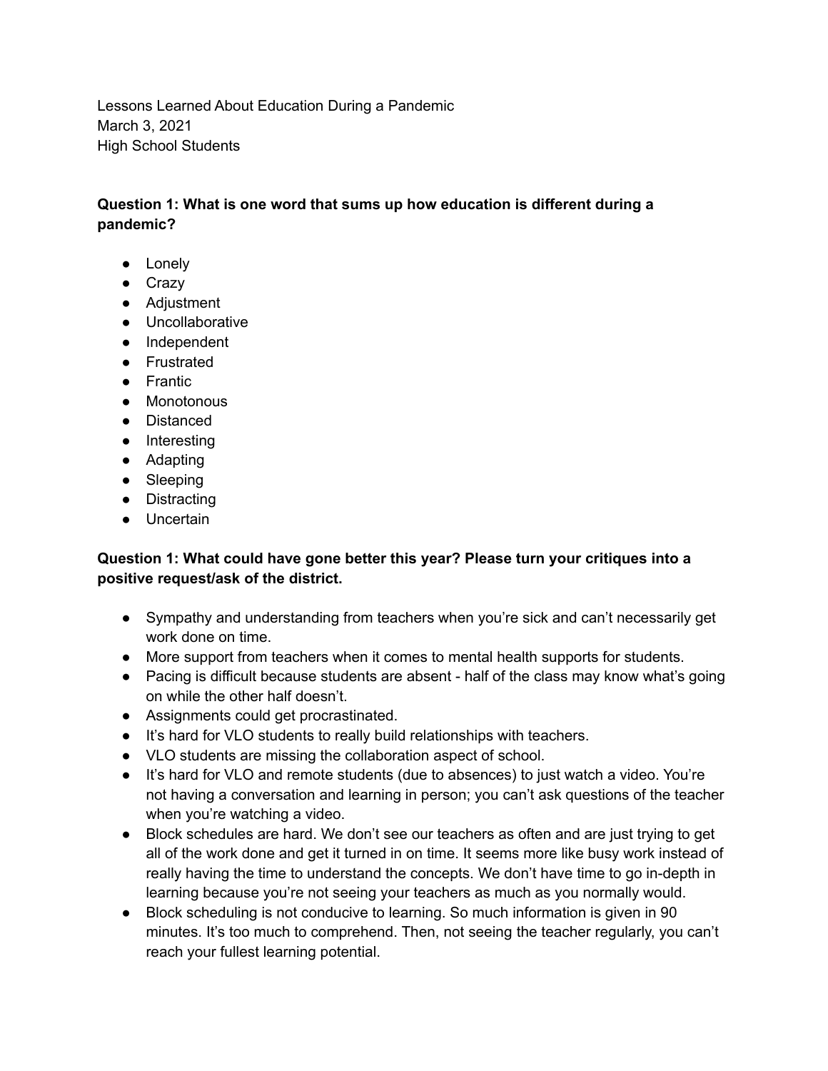Lessons Learned About Education During a Pandemic
March 3, 2021
High School Students

**Question 1: What is one word that sums up how education is different during a pandemic?**

- Lonely
- Crazy
- Adjustment
- Uncollaborative
- Independent
- Frustrated
- Frantic
- Monotonous
- Distanced
- Interesting
- Adapting
- Sleeping
- Distracting
- Uncertain

**Question 1: What could have gone better this year? Please turn your critiques into a positive request/ask of the district.**

- Sympathy and understanding from teachers when you're sick and can't necessarily get work done on time.
- More support from teachers when it comes to mental health supports for students.
- Pacing is difficult because students are absent - half of the class may know what's going on while the other half doesn't.
- Assignments could get procrastinated.
- It's hard for VLO students to really build relationships with teachers.
- VLO students are missing the collaboration aspect of school.
- It's hard for VLO and remote students (due to absences) to just watch a video. You're not having a conversation and learning in person; you can't ask questions of the teacher when you're watching a video.
- Block schedules are hard. We don't see our teachers as often and are just trying to get all of the work done and get it turned in on time. It seems more like busy work instead of really having the time to understand the concepts. We don't have time to go in-depth in learning because you're not seeing your teachers as much as you normally would.
- Block scheduling is not conducive to learning. So much information is given in 90 minutes. It's too much to comprehend. Then, not seeing the teacher regularly, you can't reach your fullest learning potential.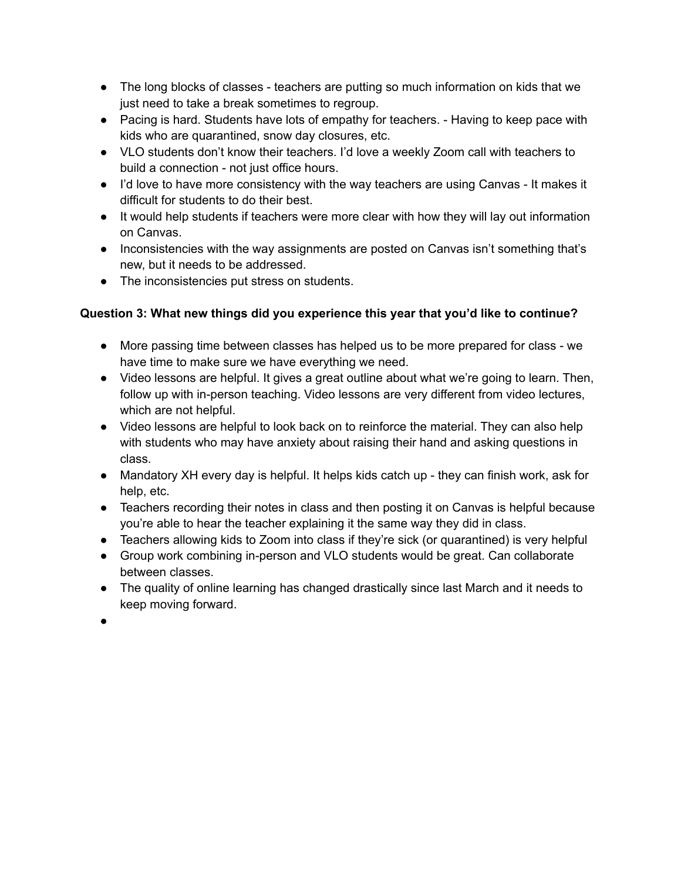- The long blocks of classes - teachers are putting so much information on kids that we just need to take a break sometimes to regroup.
- Pacing is hard. Students have lots of empathy for teachers. - Having to keep pace with kids who are quarantined, snow day closures, etc.
- VLO students don't know their teachers. I'd love a weekly Zoom call with teachers to build a connection - not just office hours.
- I'd love to have more consistency with the way teachers are using Canvas - It makes it difficult for students to do their best.
- It would help students if teachers were more clear with how they will lay out information on Canvas.
- Inconsistencies with the way assignments are posted on Canvas isn't something that's new, but it needs to be addressed.
- The inconsistencies put stress on students.

**Question 3: What new things did you experience this year that you'd like to continue?**

- More passing time between classes has helped us to be more prepared for class - we have time to make sure we have everything we need.
- Video lessons are helpful. It gives a great outline about what we're going to learn. Then, follow up with in-person teaching. Video lessons are very different from video lectures, which are not helpful.
- Video lessons are helpful to look back on to reinforce the material. They can also help with students who may have anxiety about raising their hand and asking questions in class.
- Mandatory XH every day is helpful. It helps kids catch up - they can finish work, ask for help, etc.
- Teachers recording their notes in class and then posting it on Canvas is helpful because you're able to hear the teacher explaining it the same way they did in class.
- Teachers allowing kids to Zoom into class if they're sick (or quarantined) is very helpful
- Group work combining in-person and VLO students would be great. Can collaborate between classes.
- The quality of online learning has changed drastically since last March and it needs to keep moving forward.